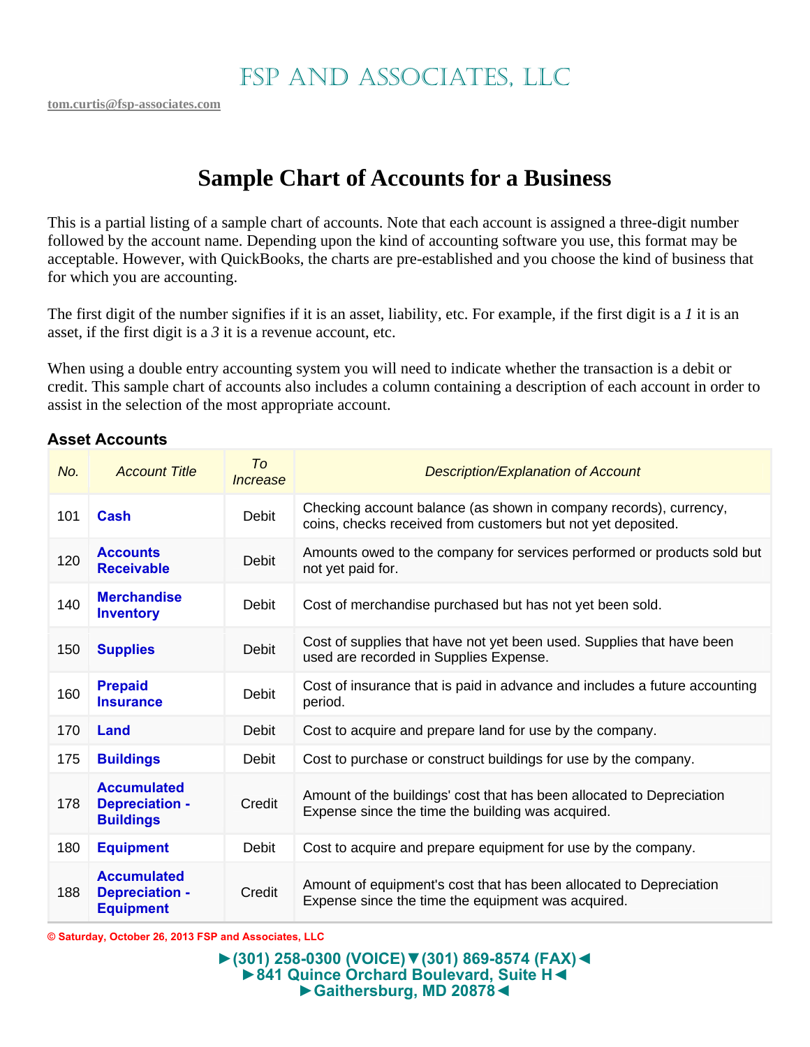# FSP AND ASSOCIATES, LLC

tom.curtis@fsp-associates.com

## Sample Chart of Accounts for a Business

This is a partial listing of a sample chart of accounts. Note that each account is assigned a three-digit number followed by the account name. Depending upon the kind of accounting software you use, this format may be acceptable. However, with QuickBooks, the charts are pre-established and you choose the kind of business that for which you are accounting.

The first digit of the number signifies if it is an asset, liability, etc. For example, if the first digit is a *1* it is an asset, if the first digit is a *3* it is a revenue account, etc.

When using a double entry accounting system you will need to indicate whether the transaction is a debit or credit. This sample chart of accounts also includes a column containing a description of each account in order to assist in the selection of the most appropriate account.

### Asset Accounts

| *No.* | *Account Title* | *To Increase* | *Description/Explanation of Account* |
|---|---|---|---|
| 101 | **Cash** | Debit | Checking account balance (as shown in company records), currency, coins, checks received from customers but not yet deposited. |
| 120 | **Accounts Receivable** | Debit | Amounts owed to the company for services performed or products sold but not yet paid for. |
| 140 | **Merchandise Inventory** | Debit | Cost of merchandise purchased but has not yet been sold. |
| 150 | **Supplies** | Debit | Cost of supplies that have not yet been used. Supplies that have been used are recorded in Supplies Expense. |
| 160 | **Prepaid Insurance** | Debit | Cost of insurance that is paid in advance and includes a future accounting period. |
| 170 | **Land** | Debit | Cost to acquire and prepare land for use by the company. |
| 175 | **Buildings** | Debit | Cost to purchase or construct buildings for use by the company. |
| 178 | **Accumulated Depreciation - Buildings** | Credit | Amount of the buildings' cost that has been allocated to Depreciation Expense since the time the building was acquired. |
| 180 | **Equipment** | Debit | Cost to acquire and prepare equipment for use by the company. |
| 188 | **Accumulated Depreciation - Equipment** | Credit | Amount of equipment's cost that has been allocated to Depreciation Expense since the time the equipment was acquired. |

© Saturday, October 26, 2013 FSP and Associates, LLC

►(301) 258-0300 (VOICE)▼(301) 869-8574 (FAX)◄
►841 Quince Orchard Boulevard, Suite H◄
►Gaithersburg, MD 20878◄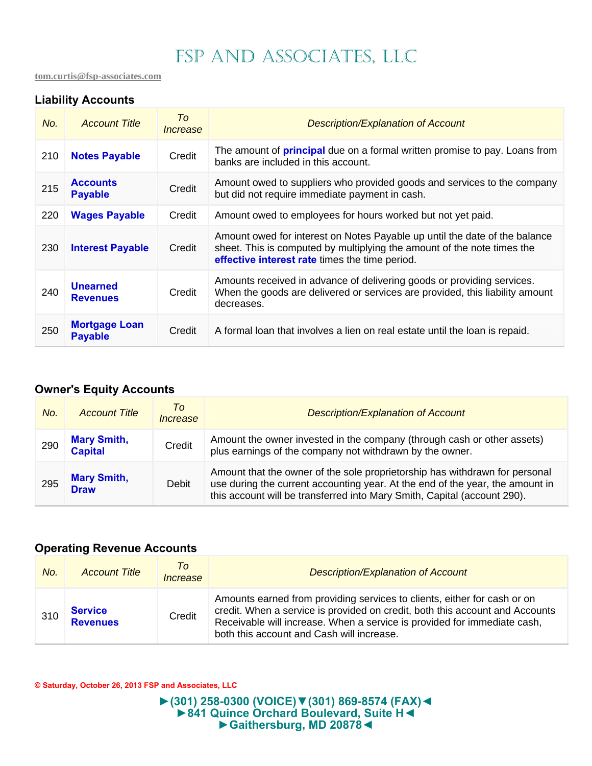# FSP and Associates, LLC

tom.curtis@fsp-associates.com

### Liability Accounts

| *No.* | *Account Title* | *To Increase* | *Description/Explanation of Account* |
|---|---|---|---|
| 210 | **Notes Payable** | Credit | The amount of **principal** due on a formal written promise to pay. Loans from banks are included in this account. |
| 215 | **Accounts Payable** | Credit | Amount owed to suppliers who provided goods and services to the company but did not require immediate payment in cash. |
| 220 | **Wages Payable** | Credit | Amount owed to employees for hours worked but not yet paid. |
| 230 | **Interest Payable** | Credit | Amount owed for interest on Notes Payable up until the date of the balance sheet. This is computed by multiplying the amount of the note times the **effective interest rate** times the time period. |
| 240 | **Unearned Revenues** | Credit | Amounts received in advance of delivering goods or providing services. When the goods are delivered or services are provided, this liability amount decreases. |
| 250 | **Mortgage Loan Payable** | Credit | A formal loan that involves a lien on real estate until the loan is repaid. |

### Owner's Equity Accounts

| *No.* | *Account Title* | *To Increase* | *Description/Explanation of Account* |
|---|---|---|---|
| 290 | **Mary Smith, Capital** | Credit | Amount the owner invested in the company (through cash or other assets) plus earnings of the company not withdrawn by the owner. |
| 295 | **Mary Smith, Draw** | Debit | Amount that the owner of the sole proprietorship has withdrawn for personal use during the current accounting year. At the end of the year, the amount in this account will be transferred into Mary Smith, Capital (account 290). |

### Operating Revenue Accounts

| *No.* | *Account Title* | *To Increase* | *Description/Explanation of Account* |
|---|---|---|---|
| 310 | **Service Revenues** | Credit | Amounts earned from providing services to clients, either for cash or on credit. When a service is provided on credit, both this account and Accounts Receivable will increase. When a service is provided for immediate cash, both this account and Cash will increase. |

© Saturday, October 26, 2013 FSP and Associates, LLC

►(301) 258-0300 (VOICE)▼(301) 869-8574 (FAX)◄
►841 Quince Orchard Boulevard, Suite H◄
►Gaithersburg, MD 20878◄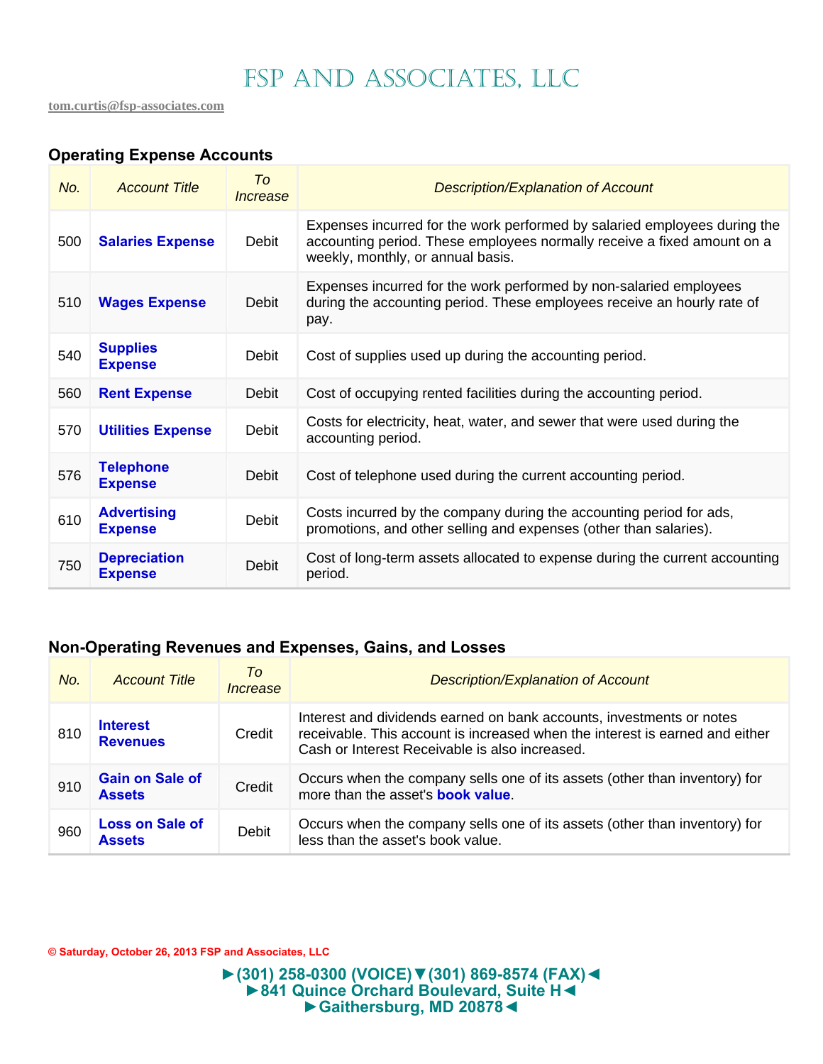# FSP AND ASSOCIATES, LLC

tom.curtis@fsp-associates.com

### Operating Expense Accounts

| No. | Account Title | To Increase | Description/Explanation of Account |
|---|---|---|---|
| 500 | **Salaries Expense** | Debit | Expenses incurred for the work performed by salaried employees during the accounting period. These employees normally receive a fixed amount on a weekly, monthly, or annual basis. |
| 510 | **Wages Expense** | Debit | Expenses incurred for the work performed by non-salaried employees during the accounting period. These employees receive an hourly rate of pay. |
| 540 | **Supplies Expense** | Debit | Cost of supplies used up during the accounting period. |
| 560 | **Rent Expense** | Debit | Cost of occupying rented facilities during the accounting period. |
| 570 | **Utilities Expense** | Debit | Costs for electricity, heat, water, and sewer that were used during the accounting period. |
| 576 | **Telephone Expense** | Debit | Cost of telephone used during the current accounting period. |
| 610 | **Advertising Expense** | Debit | Costs incurred by the company during the accounting period for ads, promotions, and other selling and expenses (other than salaries). |
| 750 | **Depreciation Expense** | Debit | Cost of long-term assets allocated to expense during the current accounting period. |

### Non-Operating Revenues and Expenses, Gains, and Losses

| No. | Account Title | To Increase | Description/Explanation of Account |
|---|---|---|---|
| 810 | **Interest Revenues** | Credit | Interest and dividends earned on bank accounts, investments or notes receivable. This account is increased when the interest is earned and either Cash or Interest Receivable is also increased. |
| 910 | **Gain on Sale of Assets** | Credit | Occurs when the company sells one of its assets (other than inventory) for more than the asset's **book value**. |
| 960 | **Loss on Sale of Assets** | Debit | Occurs when the company sells one of its assets (other than inventory) for less than the asset's book value. |

© Saturday, October 26, 2013 FSP and Associates, LLC

►(301) 258-0300 (VOICE)▼(301) 869-8574 (FAX)◄
►841 Quince Orchard Boulevard, Suite H◄
►Gaithersburg, MD 20878◄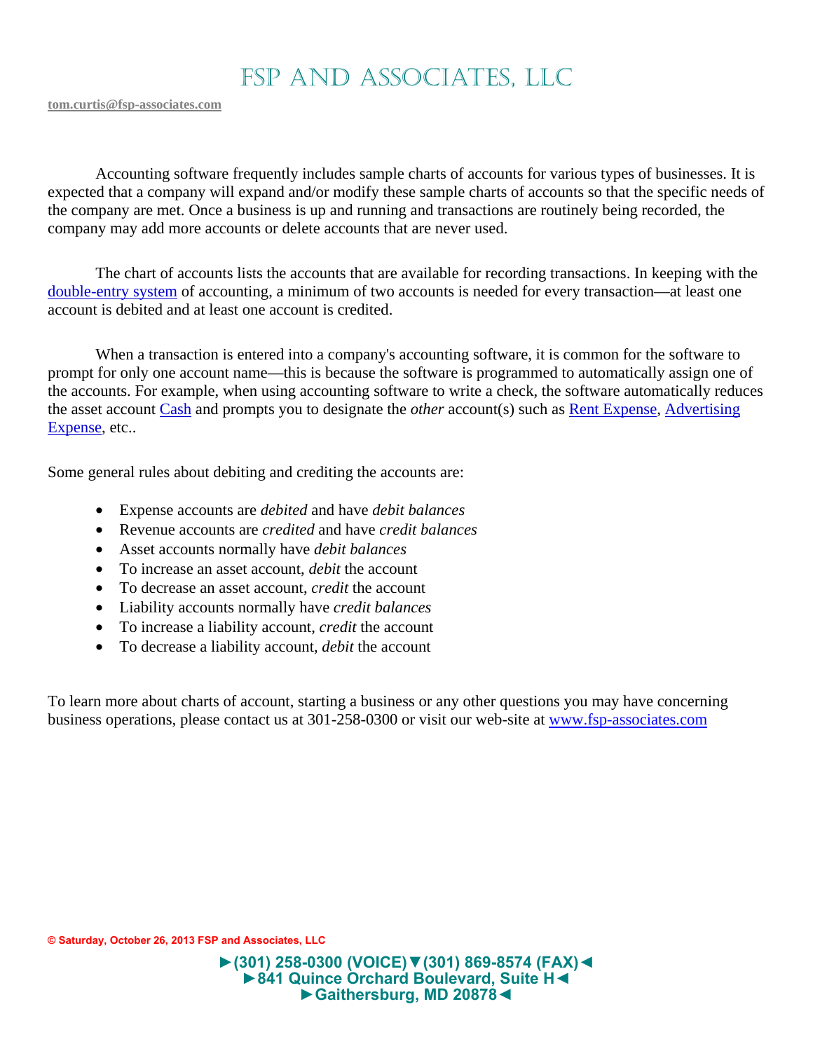# FSP AND ASSOCIATES, LLC

tom.curtis@fsp-associates.com

Accounting software frequently includes sample charts of accounts for various types of businesses. It is expected that a company will expand and/or modify these sample charts of accounts so that the specific needs of the company are met. Once a business is up and running and transactions are routinely being recorded, the company may add more accounts or delete accounts that are never used.

The chart of accounts lists the accounts that are available for recording transactions. In keeping with the double-entry system of accounting, a minimum of two accounts is needed for every transaction—at least one account is debited and at least one account is credited.

When a transaction is entered into a company's accounting software, it is common for the software to prompt for only one account name—this is because the software is programmed to automatically assign one of the accounts. For example, when using accounting software to write a check, the software automatically reduces the asset account Cash and prompts you to designate the *other* account(s) such as Rent Expense, Advertising Expense, etc..

Some general rules about debiting and crediting the accounts are:

- Expense accounts are *debited* and have *debit balances*
- Revenue accounts are *credited* and have *credit balances*
- Asset accounts normally have *debit balances*
- To increase an asset account, *debit* the account
- To decrease an asset account, *credit* the account
- Liability accounts normally have *credit balances*
- To increase a liability account, *credit* the account
- To decrease a liability account, *debit* the account

To learn more about charts of account, starting a business or any other questions you may have concerning business operations, please contact us at 301-258-0300 or visit our web-site at www.fsp-associates.com

© Saturday, October 26, 2013 FSP and Associates, LLC

►(301) 258-0300 (VOICE)▼(301) 869-8574 (FAX)◄
►841 Quince Orchard Boulevard, Suite H◄
►Gaithersburg, MD 20878◄